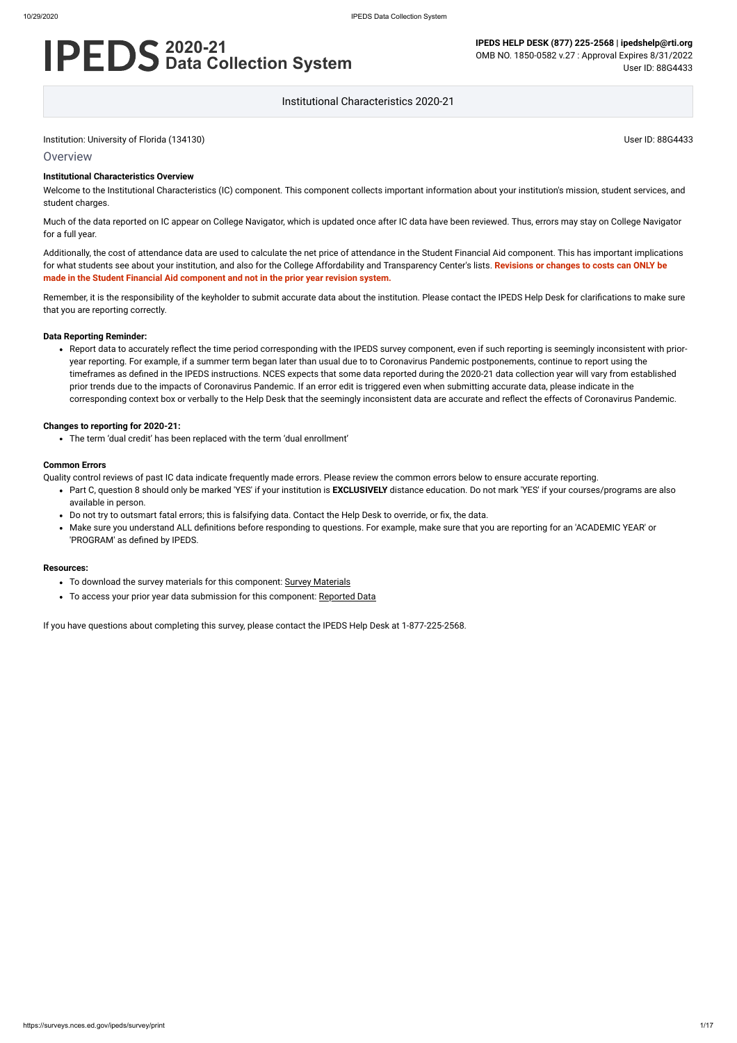# IPEDS 2020-21 Data Collection System

**IPEDS HELP DESK (877) 225-2568 | ipedshelp@rti.org**
OMB NO. 1850-0582 v.27 : Approval Expires 8/31/2022
User ID: 88G4433

Institutional Characteristics 2020-21

Institution: University of Florida (134130)

User ID: 88G4433

## Overview

### Institutional Characteristics Overview

Welcome to the Institutional Characteristics (IC) component. This component collects important information about your institution's mission, student services, and student charges.

Much of the data reported on IC appear on College Navigator, which is updated once after IC data have been reviewed. Thus, errors may stay on College Navigator for a full year.

Additionally, the cost of attendance data are used to calculate the net price of attendance in the Student Financial Aid component. This has important implications for what students see about your institution, and also for the College Affordability and Transparency Center's lists. **Revisions or changes to costs can ONLY be made in the Student Financial Aid component and not in the prior year revision system.**

Remember, it is the responsibility of the keyholder to submit accurate data about the institution. Please contact the IPEDS Help Desk for clarifications to make sure that you are reporting correctly.

### Data Reporting Reminder:

- Report data to accurately reflect the time period corresponding with the IPEDS survey component, even if such reporting is seemingly inconsistent with prior-year reporting. For example, if a summer term began later than usual due to to Coronavirus Pandemic postponements, continue to report using the timeframes as defined in the IPEDS instructions. NCES expects that some data reported during the 2020-21 data collection year will vary from established prior trends due to the impacts of Coronavirus Pandemic. If an error edit is triggered even when submitting accurate data, please indicate in the corresponding context box or verbally to the Help Desk that the seemingly inconsistent data are accurate and reflect the effects of Coronavirus Pandemic.

### Changes to reporting for 2020-21:

- The term 'dual credit' has been replaced with the term 'dual enrollment'

### Common Errors

Quality control reviews of past IC data indicate frequently made errors. Please review the common errors below to ensure accurate reporting.

- Part C, question 8 should only be marked 'YES' if your institution is **EXCLUSIVELY** distance education. Do not mark 'YES' if your courses/programs are also available in person.
- Do not try to outsmart fatal errors; this is falsifying data. Contact the Help Desk to override, or fix, the data.
- Make sure you understand ALL definitions before responding to questions. For example, make sure that you are reporting for an 'ACADEMIC YEAR' or 'PROGRAM' as defined by IPEDS.

### Resources:

- To download the survey materials for this component: Survey Materials
- To access your prior year data submission for this component: Reported Data

If you have questions about completing this survey, please contact the IPEDS Help Desk at 1-877-225-2568.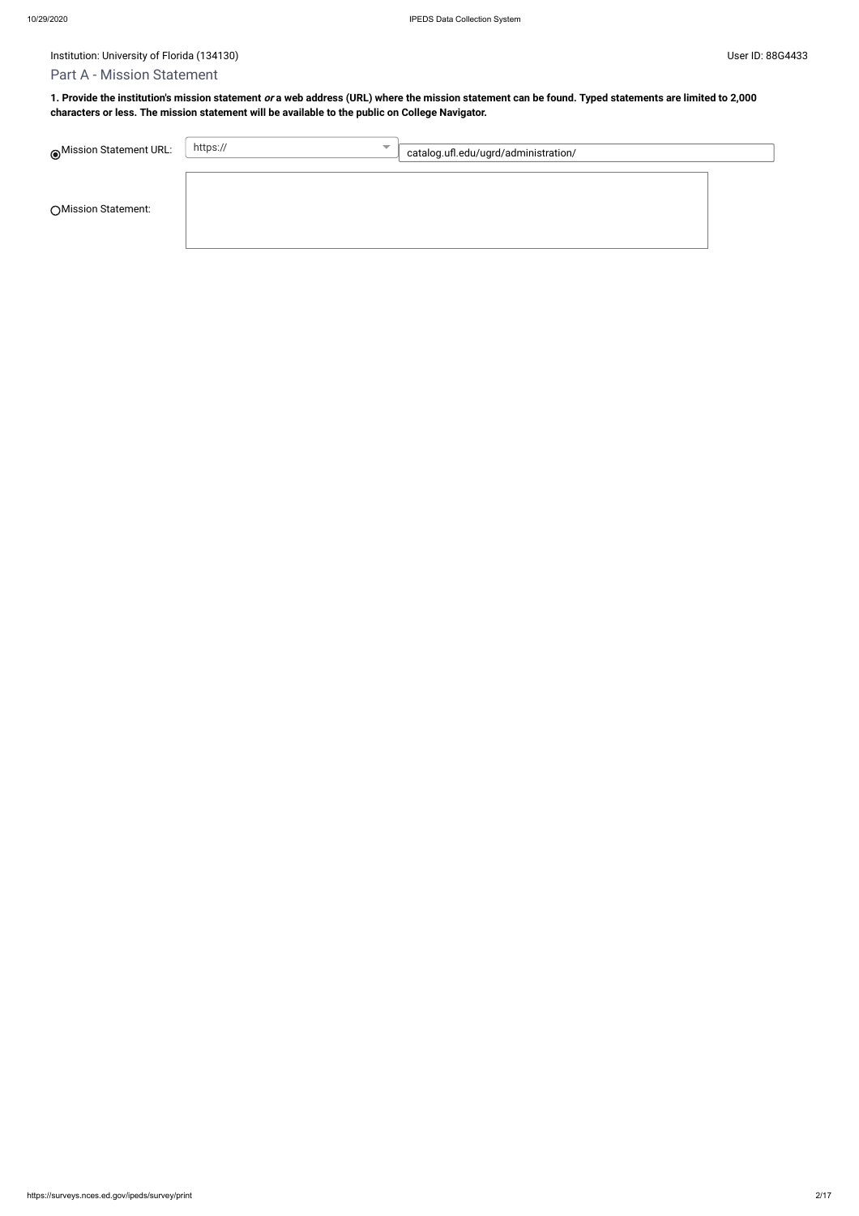Institution: University of Florida (134130)

User ID: 88G4433

## Part A - Mission Statement

**1. Provide the institution's mission statement *or* a web address (URL) where the mission statement can be found. Typed statements are limited to 2,000 characters or less. The mission statement will be available to the public on College Navigator.**

◉ Mission Statement URL: https:// catalog.ufl.edu/ugrd/administration/

○ Mission Statement: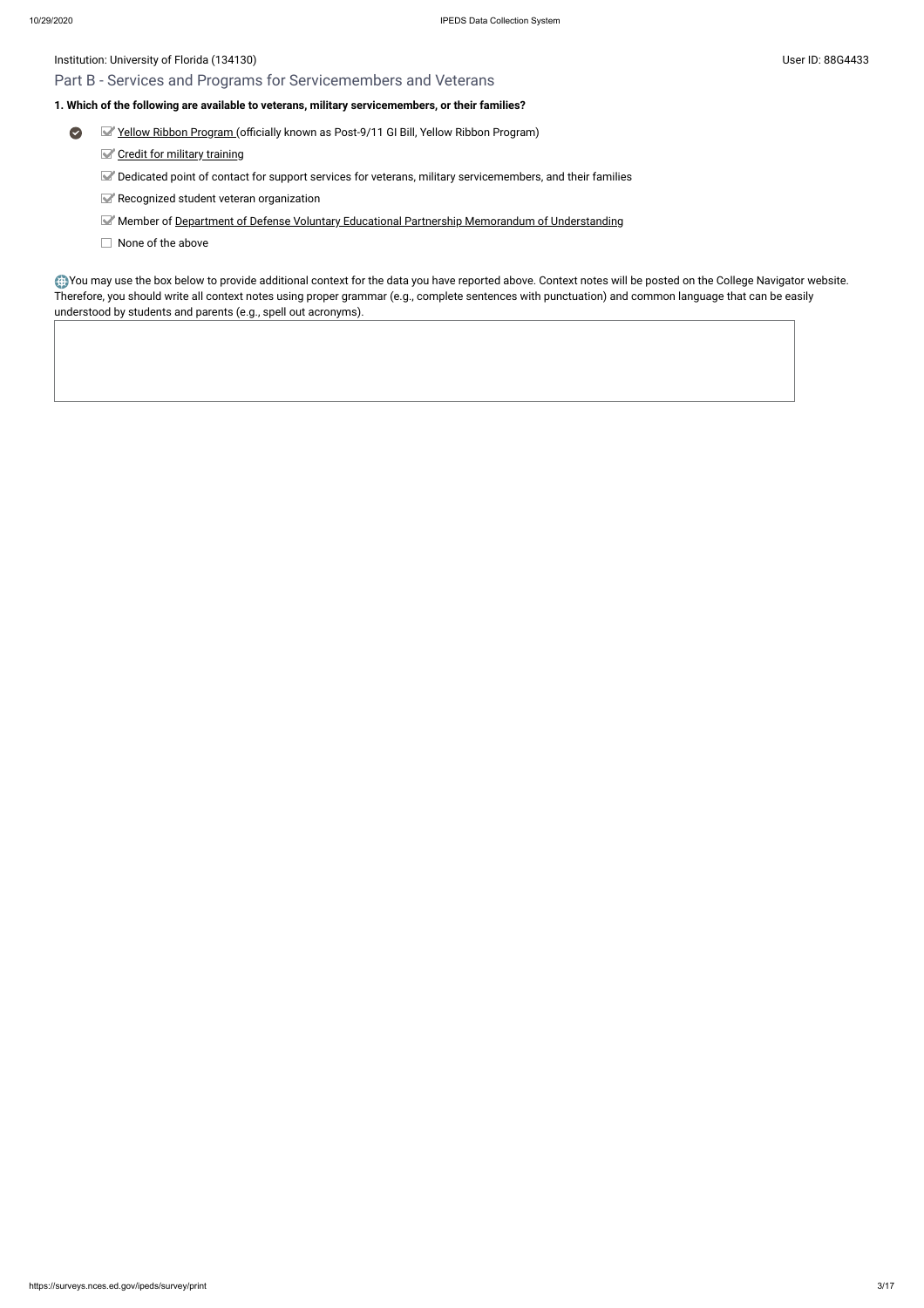Institution: University of Florida (134130)

User ID: 88G4433

## Part B - Services and Programs for Servicemembers and Veterans

**1. Which of the following are available to veterans, military servicemembers, or their families?**

- [x] Yellow Ribbon Program (officially known as Post-9/11 GI Bill, Yellow Ribbon Program)
- [x] Credit for military training
- [x] Dedicated point of contact for support services for veterans, military servicemembers, and their families
- [x] Recognized student veteran organization
- [x] Member of Department of Defense Voluntary Educational Partnership Memorandum of Understanding
- [ ] None of the above

You may use the box below to provide additional context for the data you have reported above. Context notes will be posted on the College Navigator website. Therefore, you should write all context notes using proper grammar (e.g., complete sentences with punctuation) and common language that can be easily understood by students and parents (e.g., spell out acronyms).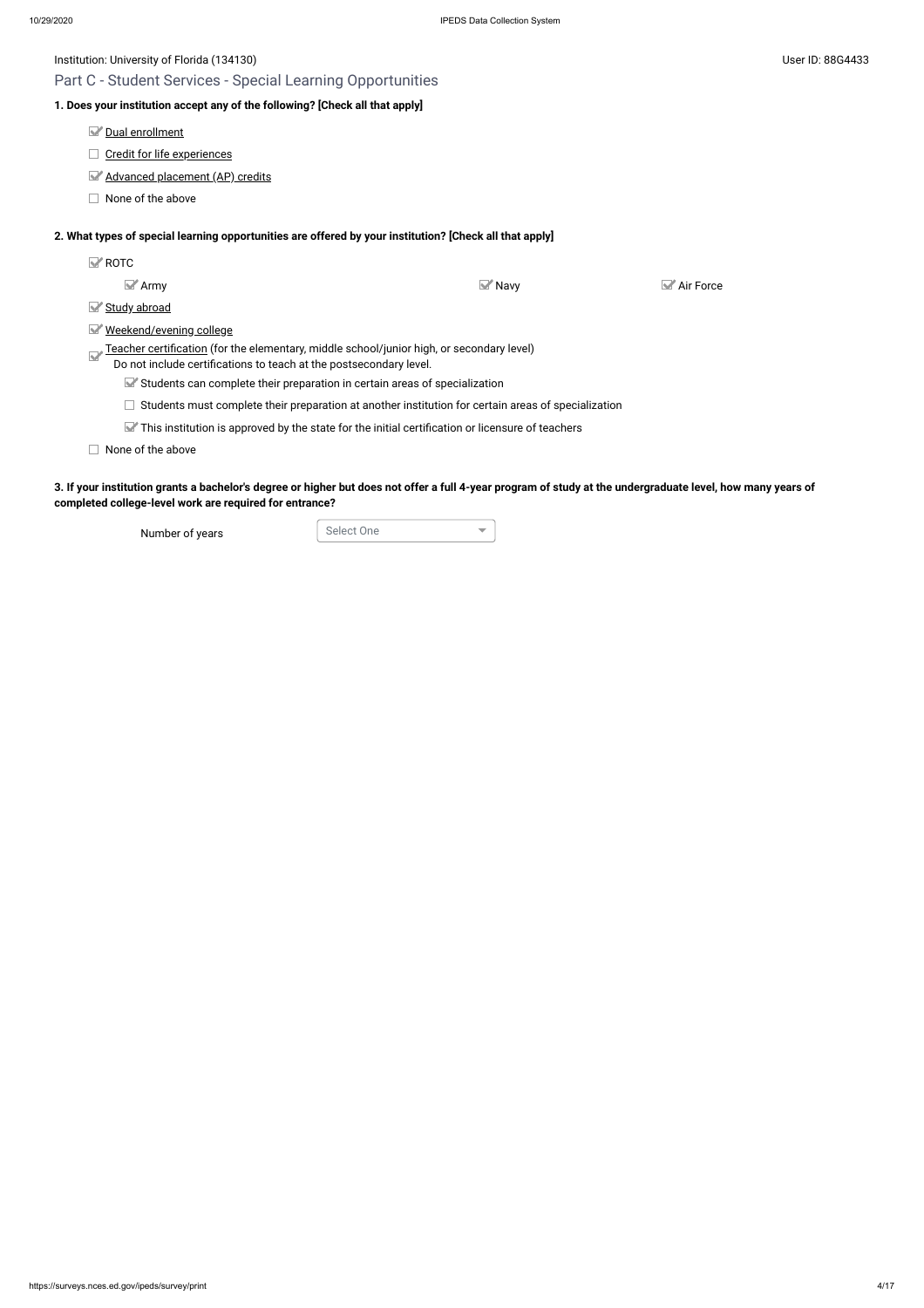Institution: University of Florida (134130)

User ID: 88G4433

## Part C - Student Services - Special Learning Opportunities

**1. Does your institution accept any of the following? [Check all that apply]**

- [x] Dual enrollment
- [ ] Credit for life experiences
- [x] Advanced placement (AP) credits
- [ ] None of the above

**2. What types of special learning opportunities are offered by your institution? [Check all that apply]**

- [x] ROTC
  - [x] Army
  - [x] Navy
  - [x] Air Force
- [x] Study abroad
- [x] Weekend/evening college
- [x] Teacher certification (for the elementary, middle school/junior high, or secondary level)
  Do not include certifications to teach at the postsecondary level.
  - [x] Students can complete their preparation in certain areas of specialization
  - [ ] Students must complete their preparation at another institution for certain areas of specialization
  - [x] This institution is approved by the state for the initial certification or licensure of teachers
- [ ] None of the above

**3. If your institution grants a bachelor's degree or higher but does not offer a full 4-year program of study at the undergraduate level, how many years of completed college-level work are required for entrance?**

Number of years: Select One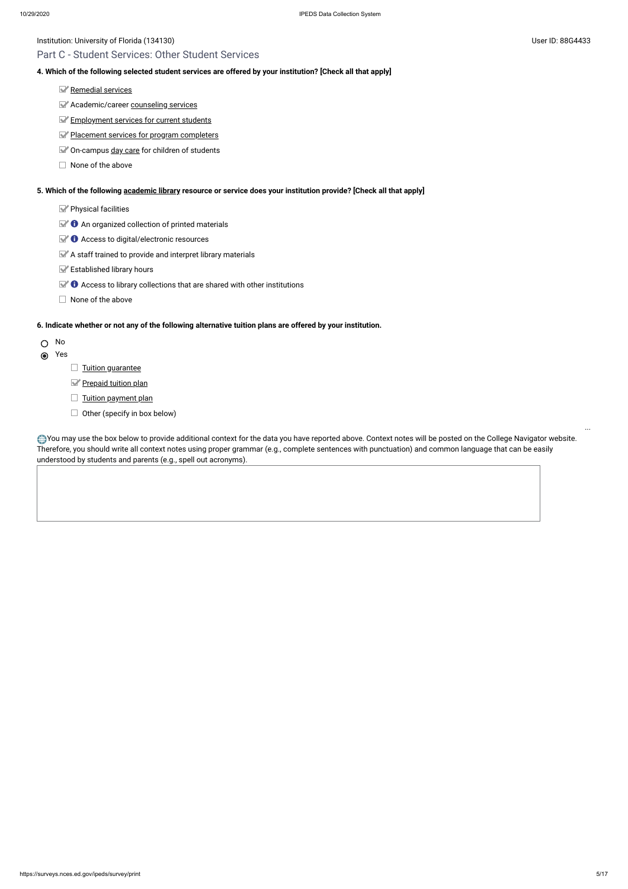Institution: University of Florida (134130)

User ID: 88G4433

## Part C - Student Services: Other Student Services

**4. Which of the following selected student services are offered by your institution? [Check all that apply]**

- [x] Remedial services
- [x] Academic/career counseling services
- [x] Employment services for current students
- [x] Placement services for program completers
- [x] On-campus day care for children of students
- [ ] None of the above

**5. Which of the following academic library resource or service does your institution provide? [Check all that apply]**

- [x] Physical facilities
- [x] An organized collection of printed materials
- [x] Access to digital/electronic resources
- [x] A staff trained to provide and interpret library materials
- [x] Established library hours
- [x] Access to library collections that are shared with other institutions
- [ ] None of the above

**6. Indicate whether or not any of the following alternative tuition plans are offered by your institution.**

- ( ) No
- (•) Yes
  - [ ] Tuition guarantee
  - [x] Prepaid tuition plan
  - [ ] Tuition payment plan
  - [ ] Other (specify in box below)

You may use the box below to provide additional context for the data you have reported above. Context notes will be posted on the College Navigator website. Therefore, you should write all context notes using proper grammar (e.g., complete sentences with punctuation) and common language that can be easily understood by students and parents (e.g., spell out acronyms).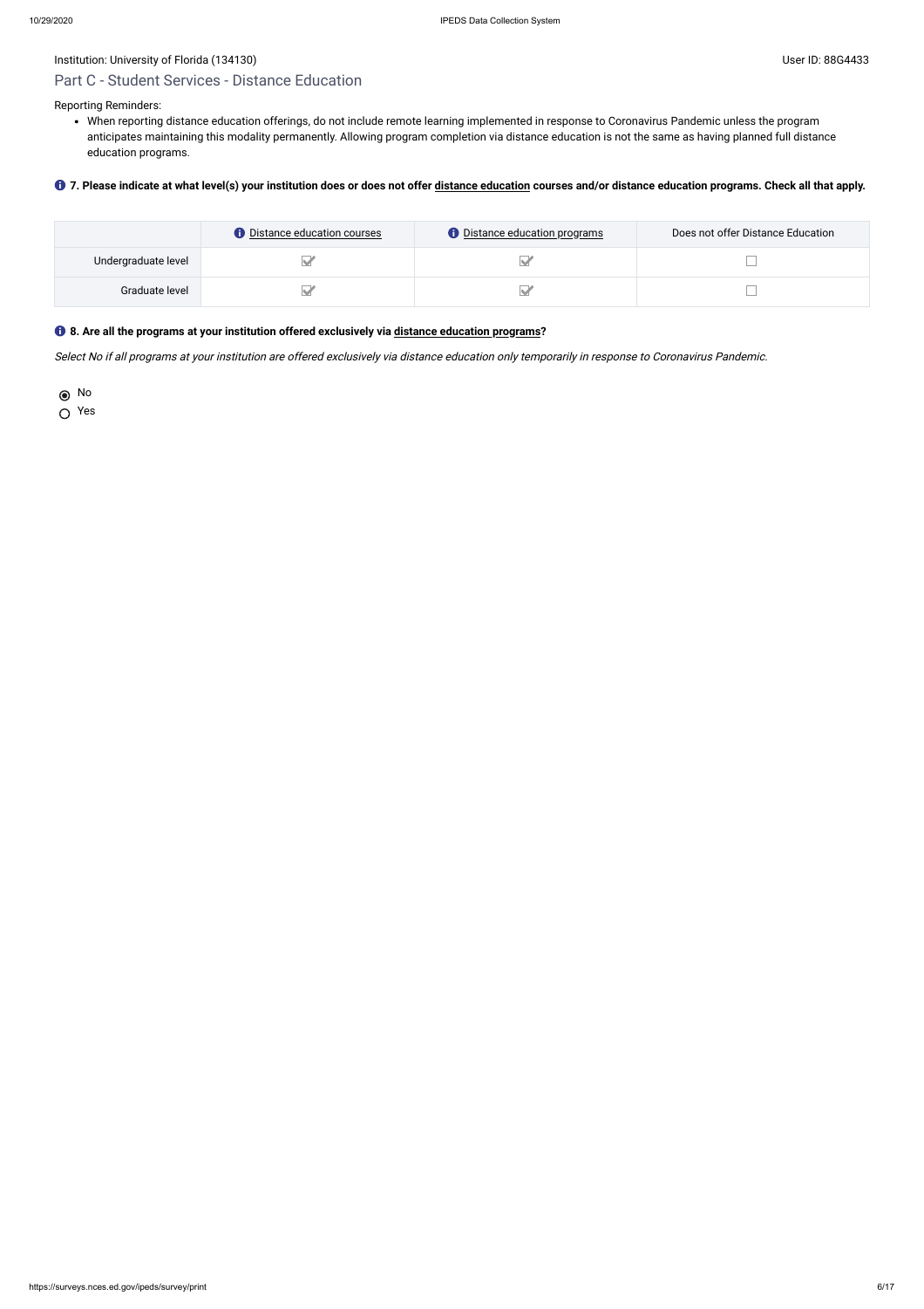Institution: University of Florida (134130)

User ID: 88G4433

## Part C - Student Services - Distance Education

Reporting Reminders:

- When reporting distance education offerings, do not include remote learning implemented in response to Coronavirus Pandemic unless the program anticipates maintaining this modality permanently. Allowing program completion via distance education is not the same as having planned full distance education programs.

**7. Please indicate at what level(s) your institution does or does not offer distance education courses and/or distance education programs. Check all that apply.**

| | Distance education courses | Distance education programs | Does not offer Distance Education |
|---|---|---|---|
| Undergraduate level | ☑ | ☑ | ☐ |
| Graduate level | ☑ | ☑ | ☐ |

**8. Are all the programs at your institution offered exclusively via distance education programs?**

*Select No if all programs at your institution are offered exclusively via distance education only temporarily in response to Coronavirus Pandemic.*

◉ No

○ Yes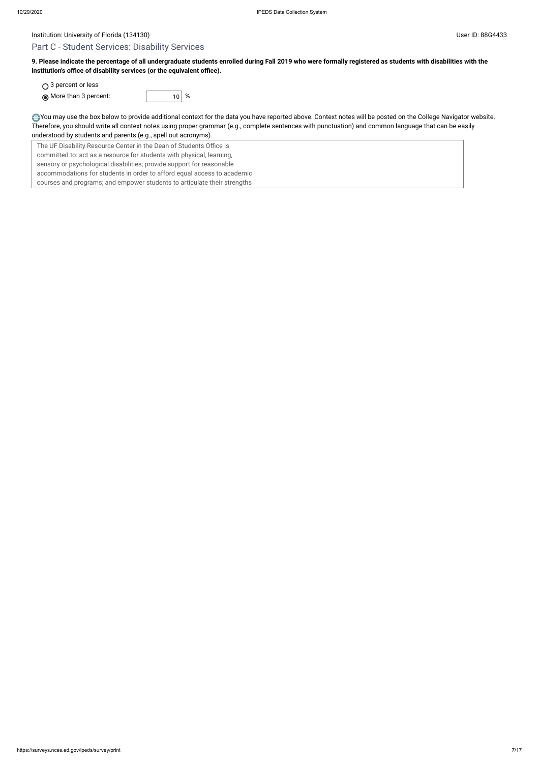Institution: University of Florida (134130)

User ID: 88G4433

## Part C - Student Services: Disability Services

**9. Please indicate the percentage of all undergraduate students enrolled during Fall 2019 who were formally registered as students with disabilities with the institution's office of disability services (or the equivalent office).**

- ○ 3 percent or less
- ◉ More than 3 percent: 10 %

You may use the box below to provide additional context for the data you have reported above. Context notes will be posted on the College Navigator website. Therefore, you should write all context notes using proper grammar (e.g., complete sentences with punctuation) and common language that can be easily understood by students and parents (e.g., spell out acronyms).

The UF Disability Resource Center in the Dean of Students Office is committed to: act as a resource for students with physical, learning, sensory or psychological disabilities; provide support for reasonable accommodations for students in order to afford equal access to academic courses and programs; and empower students to articulate their strengths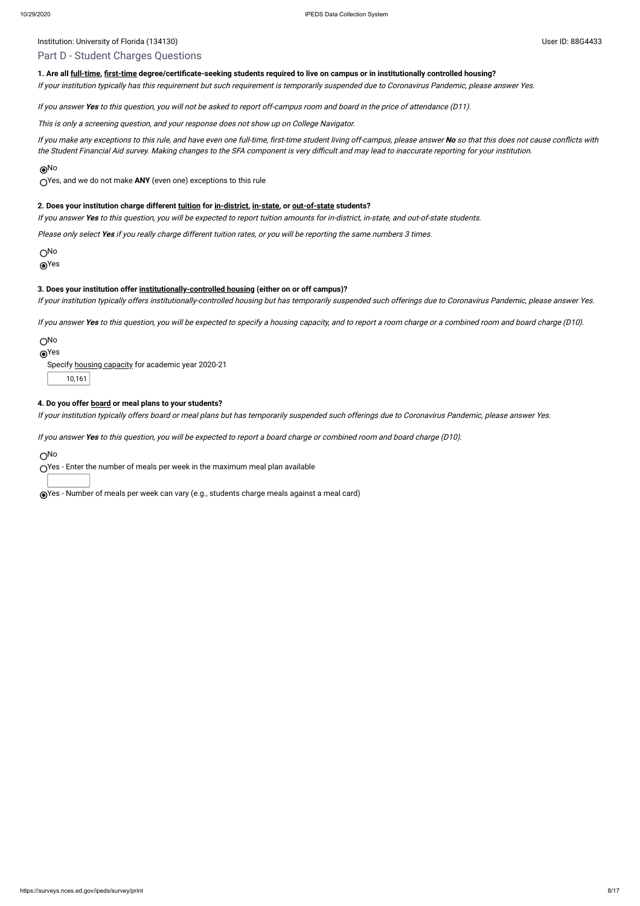Institution: University of Florida (134130)

User ID: 88G4433

## Part D - Student Charges Questions

**1. Are all full-time, first-time degree/certificate-seeking students required to live on campus or in institutionally controlled housing?**

*If your institution typically has this requirement but such requirement is temporarily suspended due to Coronavirus Pandemic, please answer Yes.*

*If you answer **Yes** to this question, you will not be asked to report off-campus room and board in the price of attendance (D11).*

*This is only a screening question, and your response does not show up on College Navigator.*

*If you make any exceptions to this rule, and have even one full-time, first-time student living off-campus, please answer **No** so that this does not cause conflicts with the Student Financial Aid survey. Making changes to the SFA component is very difficult and may lead to inaccurate reporting for your institution.*

- (●) No
- ( ) Yes, and we do not make **ANY** (even one) exceptions to this rule

**2. Does your institution charge different tuition for in-district, in-state, or out-of-state students?**

*If you answer **Yes** to this question, you will be expected to report tuition amounts for in-district, in-state, and out-of-state students.*

*Please only select **Yes** if you really charge different tuition rates, or you will be reporting the same numbers 3 times.*

- ( ) No
- (●) Yes

**3. Does your institution offer institutionally-controlled housing (either on or off campus)?**

*If your institution typically offers institutionally-controlled housing but has temporarily suspended such offerings due to Coronavirus Pandemic, please answer Yes.*

*If you answer **Yes** to this question, you will be expected to specify a housing capacity, and to report a room charge or a combined room and board charge (D10).*

- ( ) No
- (●) Yes

  Specify housing capacity for academic year 2020-21

  10,161

**4. Do you offer board or meal plans to your students?**

*If your institution typically offers board or meal plans but has temporarily suspended such offerings due to Coronavirus Pandemic, please answer Yes.*

*If you answer **Yes** to this question, you will be expected to report a board charge or combined room and board charge (D10).*

- ( ) No
- ( ) Yes - Enter the number of meals per week in the maximum meal plan available
- (●) Yes - Number of meals per week can vary (e.g., students charge meals against a meal card)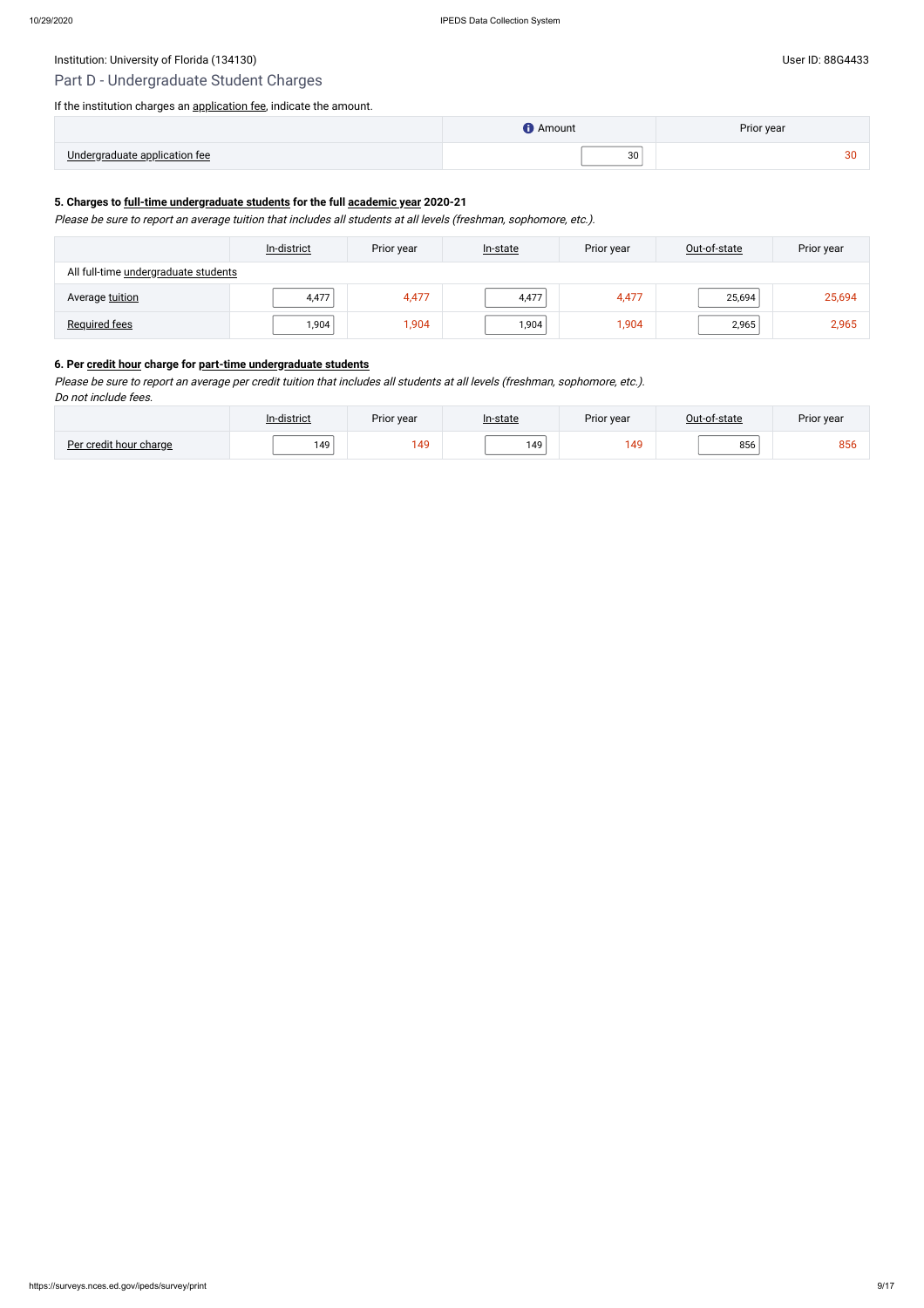Institution: University of Florida (134130)

User ID: 88G4433

## Part D - Undergraduate Student Charges

If the institution charges an application fee, indicate the amount.

| | Amount | Prior year |
|---|---|---|
| Undergraduate application fee | 30 | 30 |

**5. Charges to full-time undergraduate students for the full academic year 2020-21**

*Please be sure to report an average tuition that includes all students at all levels (freshman, sophomore, etc.).*

| | In-district | Prior year | In-state | Prior year | Out-of-state | Prior year |
|---|---|---|---|---|---|---|
| All full-time undergraduate students | | | | | | |
| Average tuition | 4,477 | 4,477 | 4,477 | 4,477 | 25,694 | 25,694 |
| Required fees | 1,904 | 1,904 | 1,904 | 1,904 | 2,965 | 2,965 |

**6. Per credit hour charge for part-time undergraduate students**

*Please be sure to report an average per credit tuition that includes all students at all levels (freshman, sophomore, etc.).*
*Do not include fees.*

| | In-district | Prior year | In-state | Prior year | Out-of-state | Prior year |
|---|---|---|---|---|---|---|
| Per credit hour charge | 149 | 149 | 149 | 149 | 856 | 856 |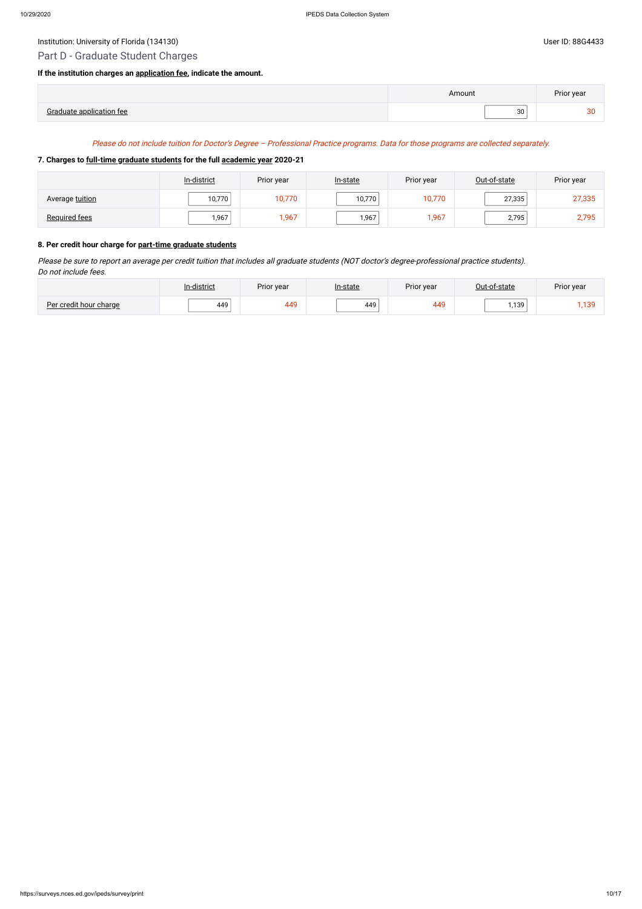Institution: University of Florida (134130)

User ID: 88G4433

## Part D - Graduate Student Charges

**If the institution charges an application fee, indicate the amount.**

| | Amount | Prior year |
|---|---|---|
| Graduate application fee | 30 | 30 |

*Please do not include tuition for Doctor's Degree – Professional Practice programs. Data for those programs are collected separately.*

**7. Charges to full-time graduate students for the full academic year 2020-21**

| | In-district | Prior year | In-state | Prior year | Out-of-state | Prior year |
|---|---|---|---|---|---|---|
| Average tuition | 10,770 | 10,770 | 10,770 | 10,770 | 27,335 | 27,335 |
| Required fees | 1,967 | 1,967 | 1,967 | 1,967 | 2,795 | 2,795 |

**8. Per credit hour charge for part-time graduate students**

*Please be sure to report an average per credit tuition that includes all graduate students (NOT doctor's degree-professional practice students). Do not include fees.*

| | In-district | Prior year | In-state | Prior year | Out-of-state | Prior year |
|---|---|---|---|---|---|---|
| Per credit hour charge | 449 | 449 | 449 | 449 | 1,139 | 1,139 |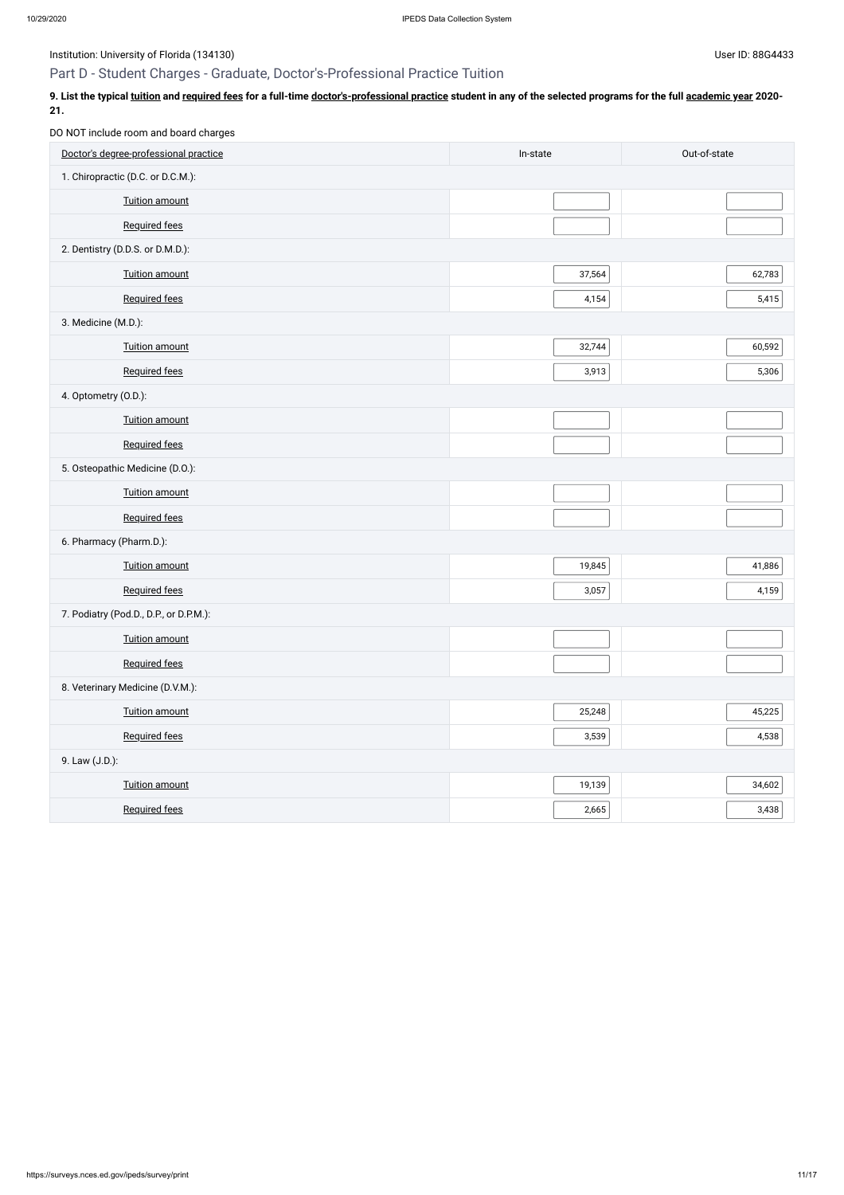Institution: University of Florida (134130)

User ID: 88G4433

## Part D - Student Charges - Graduate, Doctor's-Professional Practice Tuition

**9. List the typical tuition and required fees for a full-time doctor's-professional practice student in any of the selected programs for the full academic year 2020-21.**

DO NOT include room and board charges

| Doctor's degree-professional practice | In-state | Out-of-state |
|---|---|---|
| 1. Chiropractic (D.C. or D.C.M.): | | |
| Tuition amount | | |
| Required fees | | |
| 2. Dentistry (D.D.S. or D.M.D.): | | |
| Tuition amount | 37,564 | 62,783 |
| Required fees | 4,154 | 5,415 |
| 3. Medicine (M.D.): | | |
| Tuition amount | 32,744 | 60,592 |
| Required fees | 3,913 | 5,306 |
| 4. Optometry (O.D.): | | |
| Tuition amount | | |
| Required fees | | |
| 5. Osteopathic Medicine (D.O.): | | |
| Tuition amount | | |
| Required fees | | |
| 6. Pharmacy (Pharm.D.): | | |
| Tuition amount | 19,845 | 41,886 |
| Required fees | 3,057 | 4,159 |
| 7. Podiatry (Pod.D., D.P., or D.P.M.): | | |
| Tuition amount | | |
| Required fees | | |
| 8. Veterinary Medicine (D.V.M.): | | |
| Tuition amount | 25,248 | 45,225 |
| Required fees | 3,539 | 4,538 |
| 9. Law (J.D.): | | |
| Tuition amount | 19,139 | 34,602 |
| Required fees | 2,665 | 3,438 |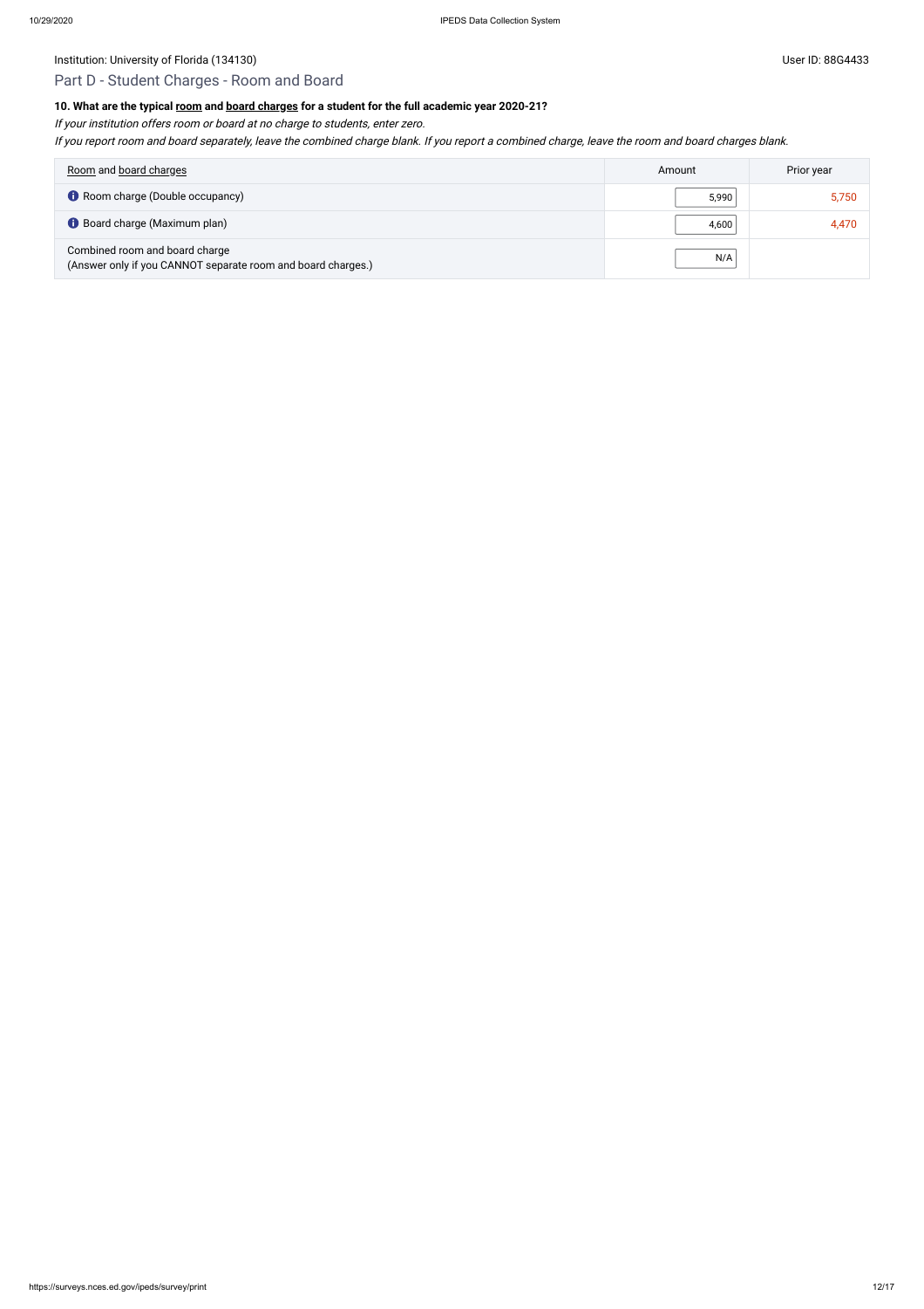Institution: University of Florida (134130)

User ID: 88G4433

## Part D - Student Charges - Room and Board

**10. What are the typical room and board charges for a student for the full academic year 2020-21?**

*If your institution offers room or board at no charge to students, enter zero.*

*If you report room and board separately, leave the combined charge blank. If you report a combined charge, leave the room and board charges blank.*

| Room and board charges | Amount | Prior year |
|---|---|---|
| Room charge (Double occupancy) | 5,990 | 5,750 |
| Board charge (Maximum plan) | 4,600 | 4,470 |
| Combined room and board charge (Answer only if you CANNOT separate room and board charges.) | N/A | |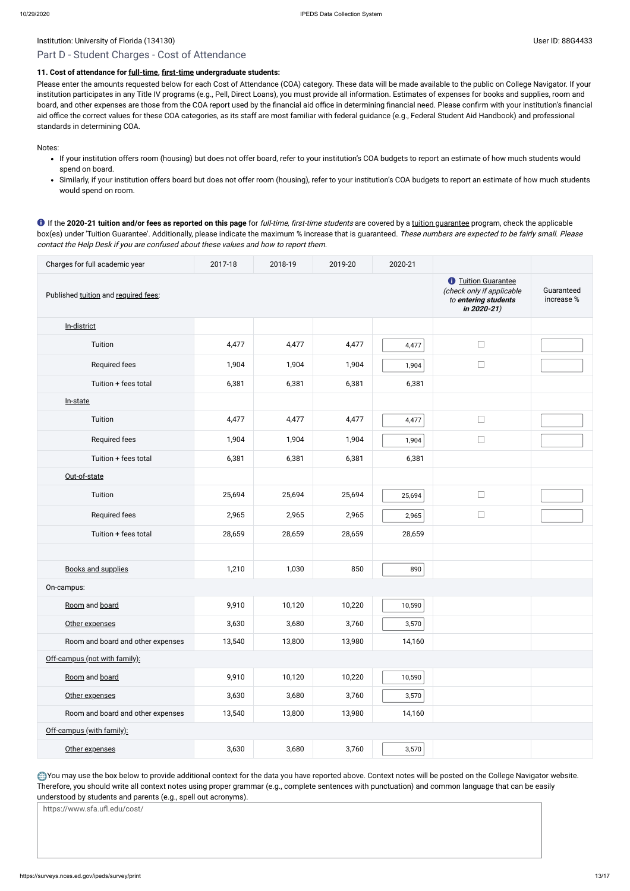Institution: University of Florida (134130)

User ID: 88G4433

## Part D - Student Charges - Cost of Attendance

**11. Cost of attendance for full-time, first-time undergraduate students:**

Please enter the amounts requested below for each Cost of Attendance (COA) category. These data will be made available to the public on College Navigator. If your institution participates in any Title IV programs (e.g., Pell, Direct Loans), you must provide all information. Estimates of expenses for books and supplies, room and board, and other expenses are those from the COA report used by the financial aid office in determining financial need. Please confirm with your institution's financial aid office the correct values for these COA categories, as its staff are most familiar with federal guidance (e.g., Federal Student Aid Handbook) and professional standards in determining COA.

Notes:

- If your institution offers room (housing) but does not offer board, refer to your institution's COA budgets to report an estimate of how much students would spend on board.
- Similarly, if your institution offers board but does not offer room (housing), refer to your institution's COA budgets to report an estimate of how much students would spend on room.

If the **2020-21 tuition and/or fees as reported on this page** for *full-time, first-time students* are covered by a tuition guarantee program, check the applicable box(es) under 'Tuition Guarantee'. Additionally, please indicate the maximum % increase that is guaranteed. *These numbers are expected to be fairly small. Please contact the Help Desk if you are confused about these values and how to report them.*

| Charges for full academic year | 2017-18 | 2018-19 | 2019-20 | 2020-21 | | |
|---|---|---|---|---|---|---|
| Published tuition and required fees: | | | | | Tuition Guarantee *(check only if applicable to **entering students in 2020-21**)* | Guaranteed increase % |
| In-district | | | | | | |
| Tuition | 4,477 | 4,477 | 4,477 | 4,477 | ☐ | |
| Required fees | 1,904 | 1,904 | 1,904 | 1,904 | ☐ | |
| Tuition + fees total | 6,381 | 6,381 | 6,381 | 6,381 | | |
| In-state | | | | | | |
| Tuition | 4,477 | 4,477 | 4,477 | 4,477 | ☐ | |
| Required fees | 1,904 | 1,904 | 1,904 | 1,904 | ☐ | |
| Tuition + fees total | 6,381 | 6,381 | 6,381 | 6,381 | | |
| Out-of-state | | | | | | |
| Tuition | 25,694 | 25,694 | 25,694 | 25,694 | ☐ | |
| Required fees | 2,965 | 2,965 | 2,965 | 2,965 | ☐ | |
| Tuition + fees total | 28,659 | 28,659 | 28,659 | 28,659 | | |
| | | | | | | |
| Books and supplies | 1,210 | 1,030 | 850 | 890 | | |
| On-campus: | | | | | | |
| Room and board | 9,910 | 10,120 | 10,220 | 10,590 | | |
| Other expenses | 3,630 | 3,680 | 3,760 | 3,570 | | |
| Room and board and other expenses | 13,540 | 13,800 | 13,980 | 14,160 | | |
| Off-campus (not with family): | | | | | | |
| Room and board | 9,910 | 10,120 | 10,220 | 10,590 | | |
| Other expenses | 3,630 | 3,680 | 3,760 | 3,570 | | |
| Room and board and other expenses | 13,540 | 13,800 | 13,980 | 14,160 | | |
| Off-campus (with family): | | | | | | |
| Other expenses | 3,630 | 3,680 | 3,760 | 3,570 | | |

You may use the box below to provide additional context for the data you have reported above. Context notes will be posted on the College Navigator website. Therefore, you should write all context notes using proper grammar (e.g., complete sentences with punctuation) and common language that can be easily understood by students and parents (e.g., spell out acronyms).

https://www.sfa.ufl.edu/cost/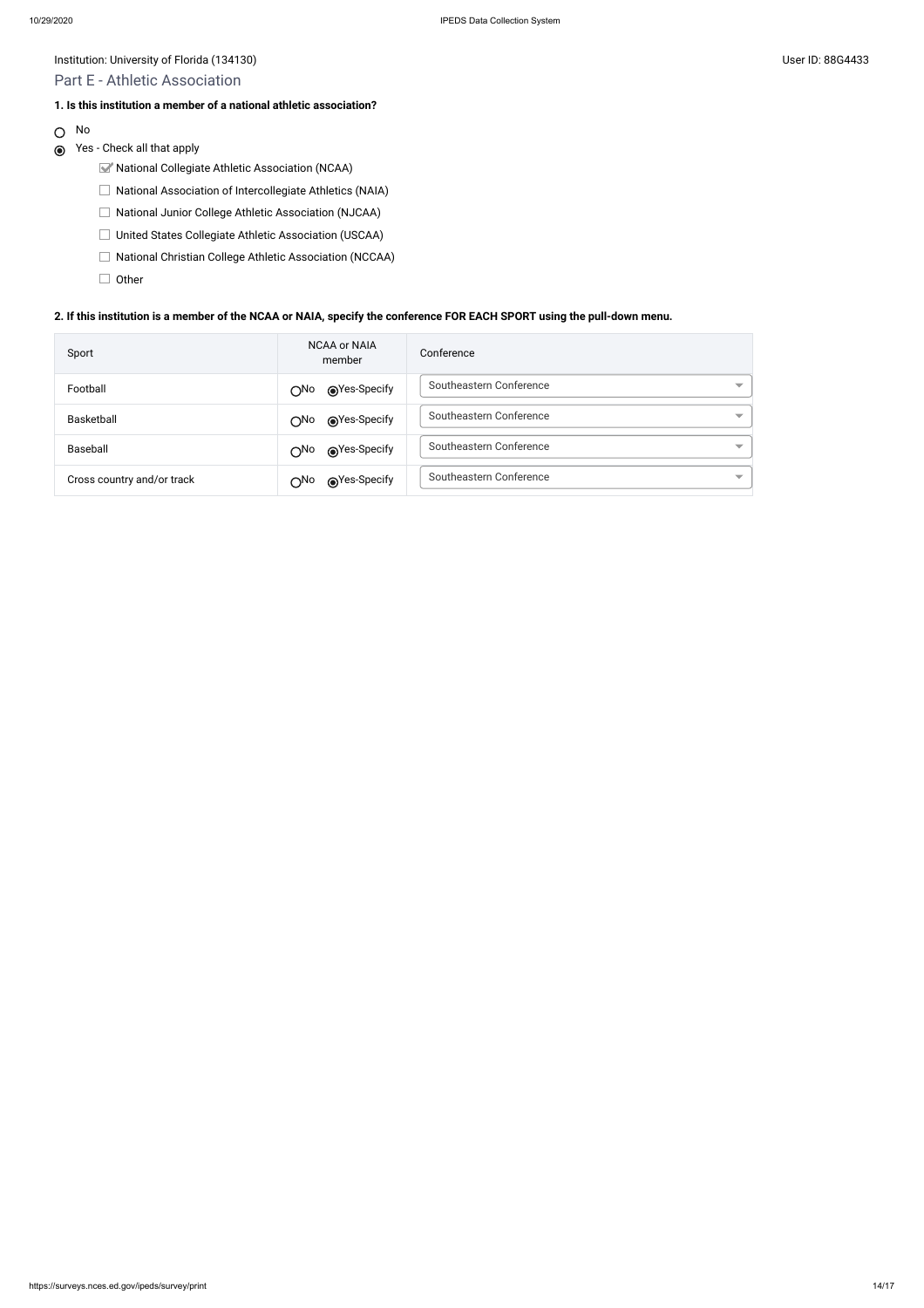Institution: University of Florida (134130)

User ID: 88G4433

## Part E - Athletic Association

**1. Is this institution a member of a national athletic association?**

- ○ No
- ◉ Yes - Check all that apply
  - ☑ National Collegiate Athletic Association (NCAA)
  - ☐ National Association of Intercollegiate Athletics (NAIA)
  - ☐ National Junior College Athletic Association (NJCAA)
  - ☐ United States Collegiate Athletic Association (USCAA)
  - ☐ National Christian College Athletic Association (NCCAA)
  - ☐ Other

**2. If this institution is a member of the NCAA or NAIA, specify the conference FOR EACH SPORT using the pull-down menu.**

| Sport | NCAA or NAIA member | Conference |
| --- | --- | --- |
| Football | ○No ◉Yes-Specify | Southeastern Conference |
| Basketball | ○No ◉Yes-Specify | Southeastern Conference |
| Baseball | ○No ◉Yes-Specify | Southeastern Conference |
| Cross country and/or track | ○No ◉Yes-Specify | Southeastern Conference |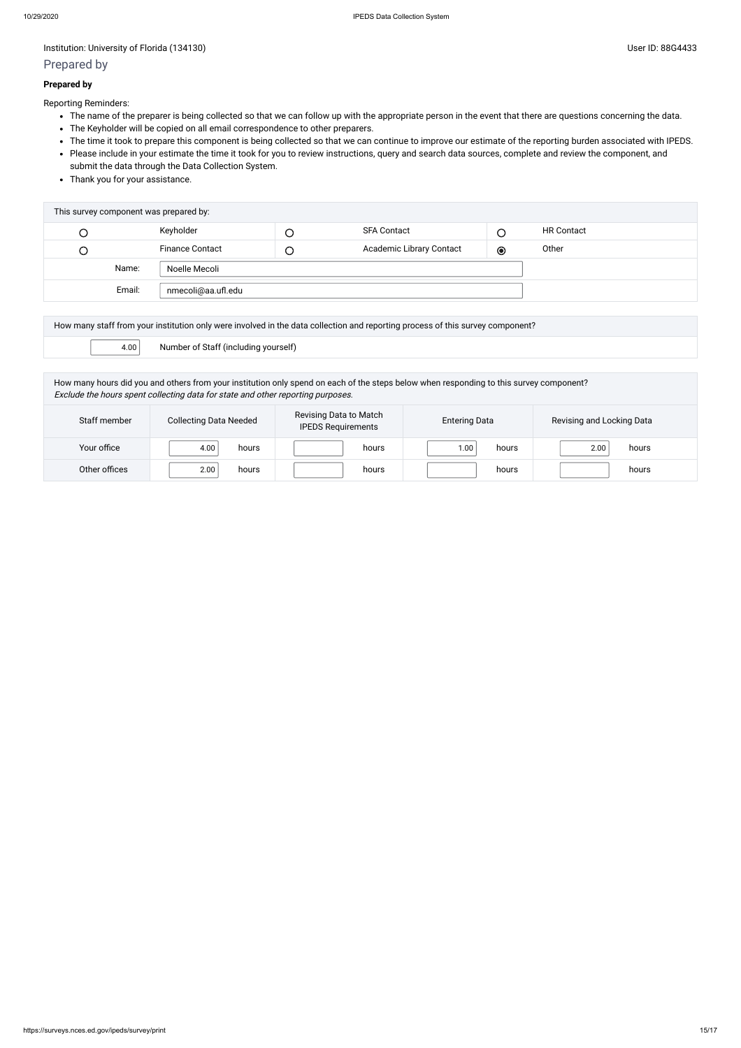Institution: University of Florida (134130)

User ID: 88G4433

## Prepared by

**Prepared by**

Reporting Reminders:

- The name of the preparer is being collected so that we can follow up with the appropriate person in the event that there are questions concerning the data.
- The Keyholder will be copied on all email correspondence to other preparers.
- The time it took to prepare this component is being collected so that we can continue to improve our estimate of the reporting burden associated with IPEDS.
- Please include in your estimate the time it took for you to review instructions, query and search data sources, complete and review the component, and submit the data through the Data Collection System.
- Thank you for your assistance.

| This survey component was prepared by: | | | | | |
|---|---|---|---|---|---|
| ○ | Keyholder | ○ | SFA Contact | ○ | HR Contact |
| ○ | Finance Contact | ○ | Academic Library Contact | ◉ | Other |
| Name: | Noelle Mecoli | | | | |
| Email: | nmecoli@aa.ufl.edu | | | | |

| How many staff from your institution only were involved in the data collection and reporting process of this survey component? | |
|---|---|
| 4.00 | Number of Staff (including yourself) |

How many hours did you and others from your institution only spend on each of the steps below when responding to this survey component?
*Exclude the hours spent collecting data for state and other reporting purposes.*

| Staff member | Collecting Data Needed | Revising Data to Match IPEDS Requirements | Entering Data | Revising and Locking Data |
|---|---|---|---|---|
| Your office | 4.00 hours | hours | 1.00 hours | 2.00 hours |
| Other offices | 2.00 hours | hours | hours | hours |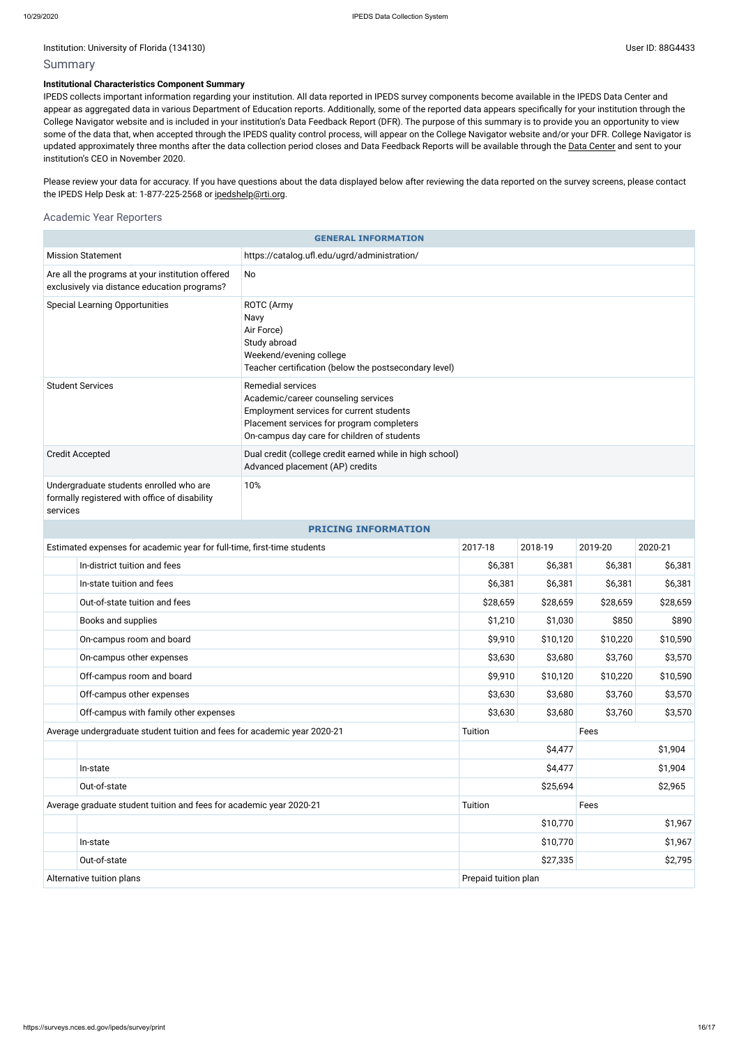Institution: University of Florida (134130)

User ID: 88G4433

## Summary

**Institutional Characteristics Component Summary**

IPEDS collects important information regarding your institution. All data reported in IPEDS survey components become available in the IPEDS Data Center and appear as aggregated data in various Department of Education reports. Additionally, some of the reported data appears specifically for your institution through the College Navigator website and is included in your institution's Data Feedback Report (DFR). The purpose of this summary is to provide you an opportunity to view some of the data that, when accepted through the IPEDS quality control process, will appear on the College Navigator website and/or your DFR. College Navigator is updated approximately three months after the data collection period closes and Data Feedback Reports will be available through the Data Center and sent to your institution's CEO in November 2020.

Please review your data for accuracy. If you have questions about the data displayed below after reviewing the data reported on the survey screens, please contact the IPEDS Help Desk at: 1-877-225-2568 or ipedshelp@rti.org.

### Academic Year Reporters

| GENERAL INFORMATION | |
|---|---|
| Mission Statement | https://catalog.ufl.edu/ugrd/administration/ |
| Are all the programs at your institution offered exclusively via distance education programs? | No |
| Special Learning Opportunities | ROTC (Army<br>Navy<br>Air Force)<br>Study abroad<br>Weekend/evening college<br>Teacher certification (below the postsecondary level) |
| Student Services | Remedial services<br>Academic/career counseling services<br>Employment services for current students<br>Placement services for program completers<br>On-campus day care for children of students |
| Credit Accepted | Dual credit (college credit earned while in high school)<br>Advanced placement (AP) credits |
| Undergraduate students enrolled who are formally registered with office of disability services | 10% |

| PRICING INFORMATION | | | | | |
|---|---|---|---|---|---|
| Estimated expenses for academic year for full-time, first-time students | | 2017-18 | 2018-19 | 2019-20 | 2020-21 |
| | In-district tuition and fees | $6,381 | $6,381 | $6,381 | $6,381 |
| | In-state tuition and fees | $6,381 | $6,381 | $6,381 | $6,381 |
| | Out-of-state tuition and fees | $28,659 | $28,659 | $28,659 | $28,659 |
| | Books and supplies | $1,210 | $1,030 | $850 | $890 |
| | On-campus room and board | $9,910 | $10,120 | $10,220 | $10,590 |
| | On-campus other expenses | $3,630 | $3,680 | $3,760 | $3,570 |
| | Off-campus room and board | $9,910 | $10,120 | $10,220 | $10,590 |
| | Off-campus other expenses | $3,630 | $3,680 | $3,760 | $3,570 |
| | Off-campus with family other expenses | $3,630 | $3,680 | $3,760 | $3,570 |
| Average undergraduate student tuition and fees for academic year 2020-21 | | Tuition | | Fees | |
| | | | $4,477 | | $1,904 |
| | In-state | | $4,477 | | $1,904 |
| | Out-of-state | | $25,694 | | $2,965 |
| Average graduate student tuition and fees for academic year 2020-21 | | Tuition | | Fees | |
| | | | $10,770 | | $1,967 |
| | In-state | | $10,770 | | $1,967 |
| | Out-of-state | | $27,335 | | $2,795 |
| Alternative tuition plans | | Prepaid tuition plan | | | |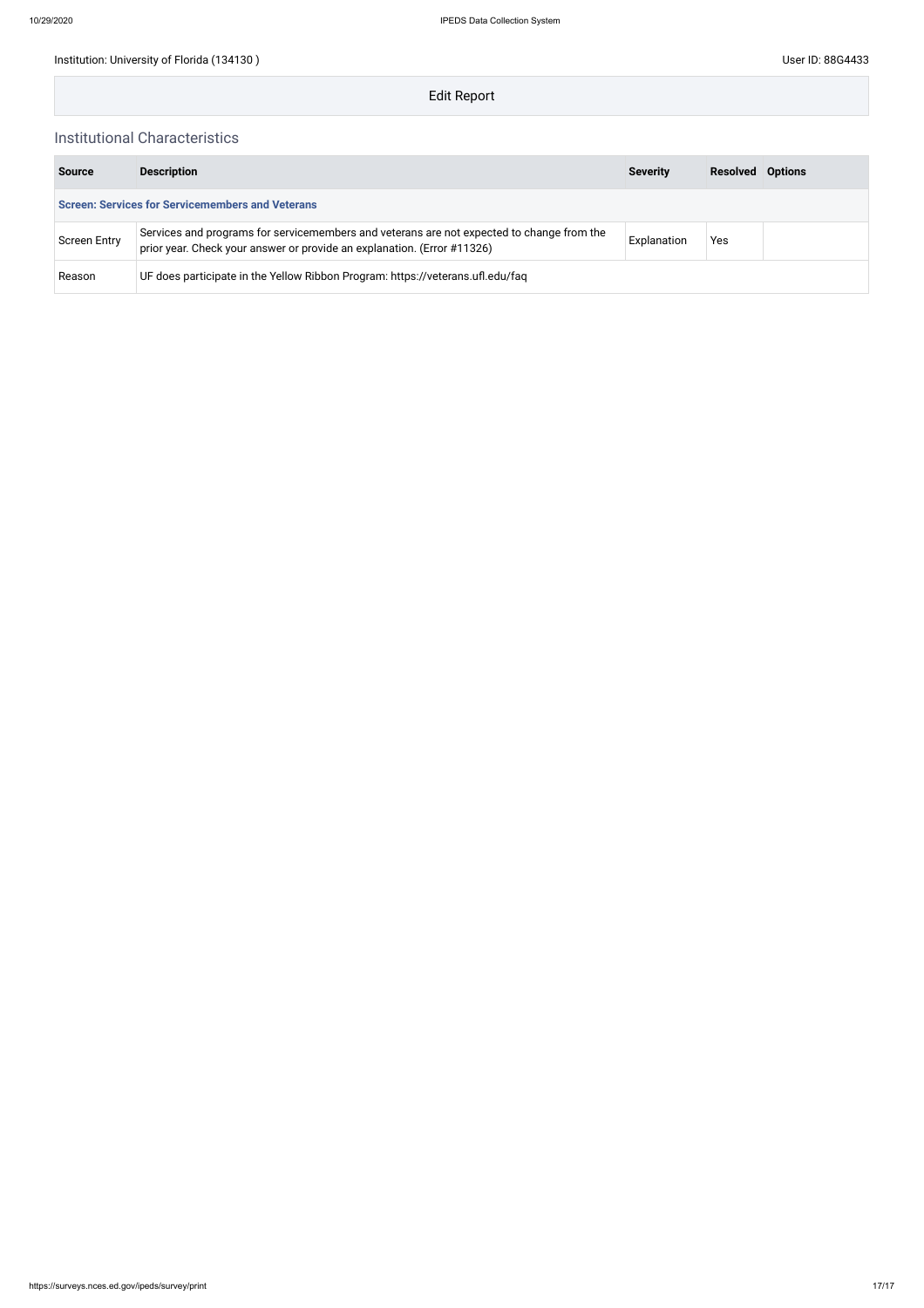Institution: University of Florida (134130 )

User ID: 88G4433

## Edit Report

## Institutional Characteristics

| Source | Description | Severity | Resolved | Options |
|---|---|---|---|---|
| **Screen: Services for Servicemembers and Veterans** | | | | |
| Screen Entry | Services and programs for servicemembers and veterans are not expected to change from the prior year. Check your answer or provide an explanation. (Error #11326) | Explanation | Yes | |
| Reason | UF does participate in the Yellow Ribbon Program: https://veterans.ufl.edu/faq | | | |